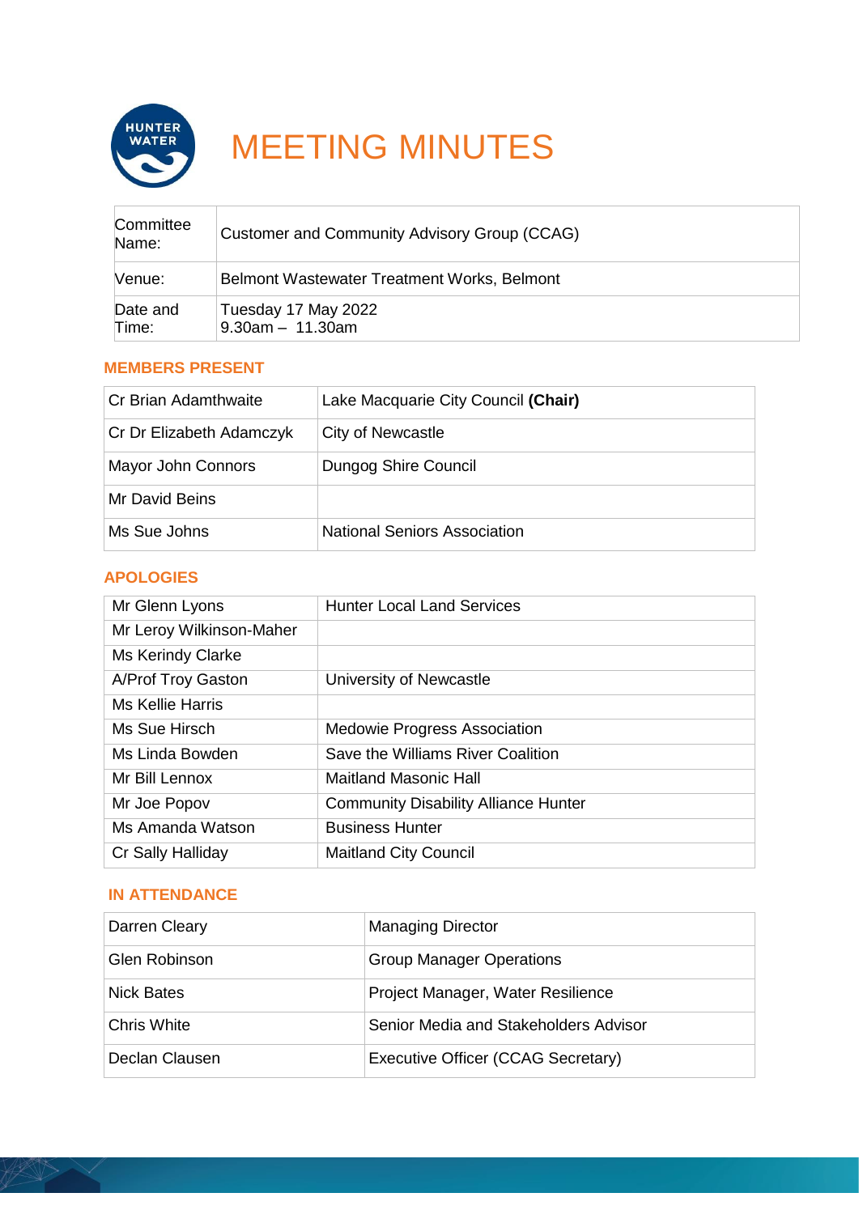# MEETING MINUTES

| Committee Name: | Customer and Community Advisory Group (CCAG) |
| --- | --- |
| Venue: | Belmont Wastewater Treatment Works, Belmont |
| Date and Time: | Tuesday 17 May 2022<br>9.30am – 11.30am |

## MEMBERS PRESENT

| | |
| --- | --- |
| Cr Brian Adamthwaite | Lake Macquarie City Council **(Chair)** |
| Cr Dr Elizabeth Adamczyk | City of Newcastle |
| Mayor John Connors | Dungog Shire Council |
| Mr David Beins | |
| Ms Sue Johns | National Seniors Association |

## APOLOGIES

| | |
| --- | --- |
| Mr Glenn Lyons | Hunter Local Land Services |
| Mr Leroy Wilkinson-Maher | |
| Ms Kerindy Clarke | |
| A/Prof Troy Gaston | University of Newcastle |
| Ms Kellie Harris | |
| Ms Sue Hirsch | Medowie Progress Association |
| Ms Linda Bowden | Save the Williams River Coalition |
| Mr Bill Lennox | Maitland Masonic Hall |
| Mr Joe Popov | Community Disability Alliance Hunter |
| Ms Amanda Watson | Business Hunter |
| Cr Sally Halliday | Maitland City Council |

## IN ATTENDANCE

| | |
| --- | --- |
| Darren Cleary | Managing Director |
| Glen Robinson | Group Manager Operations |
| Nick Bates | Project Manager, Water Resilience |
| Chris White | Senior Media and Stakeholders Advisor |
| Declan Clausen | Executive Officer (CCAG Secretary) |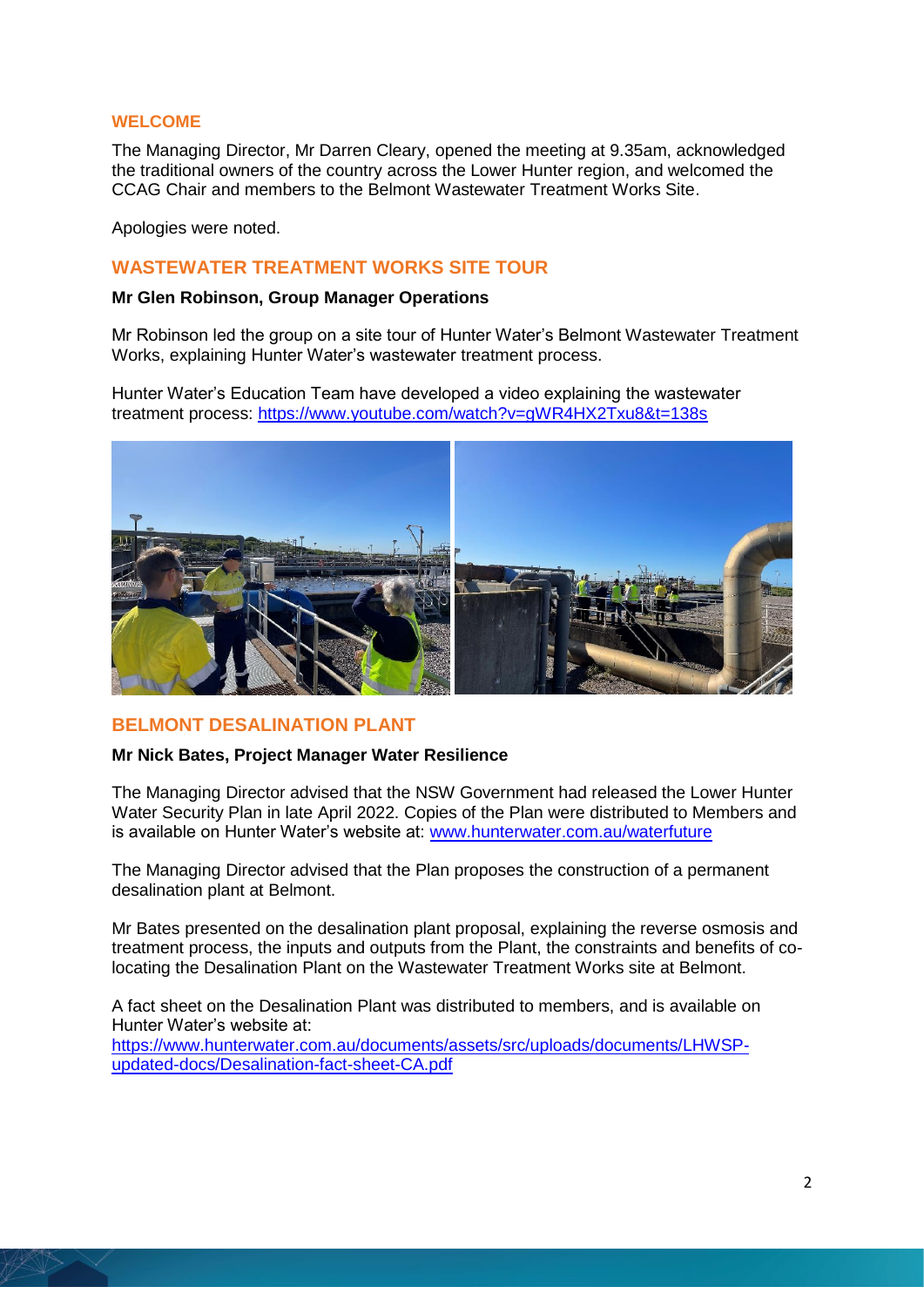## WELCOME

The Managing Director, Mr Darren Cleary, opened the meeting at 9.35am, acknowledged the traditional owners of the country across the Lower Hunter region, and welcomed the CCAG Chair and members to the Belmont Wastewater Treatment Works Site.

Apologies were noted.

## WASTEWATER TREATMENT WORKS SITE TOUR

**Mr Glen Robinson, Group Manager Operations**

Mr Robinson led the group on a site tour of Hunter Water's Belmont Wastewater Treatment Works, explaining Hunter Water's wastewater treatment process.

Hunter Water's Education Team have developed a video explaining the wastewater treatment process: [https://www.youtube.com/watch?v=gWR4HX2Txu8&t=138s](https://www.youtube.com/watch?v=gWR4HX2Txu8&t=138s)

## BELMONT DESALINATION PLANT

**Mr Nick Bates, Project Manager Water Resilience**

The Managing Director advised that the NSW Government had released the Lower Hunter Water Security Plan in late April 2022. Copies of the Plan were distributed to Members and is available on Hunter Water's website at: [www.hunterwater.com.au/waterfuture](http://www.hunterwater.com.au/waterfuture)

The Managing Director advised that the Plan proposes the construction of a permanent desalination plant at Belmont.

Mr Bates presented on the desalination plant proposal, explaining the reverse osmosis and treatment process, the inputs and outputs from the Plant, the constraints and benefits of co-locating the Desalination Plant on the Wastewater Treatment Works site at Belmont.

A fact sheet on the Desalination Plant was distributed to members, and is available on Hunter Water's website at: [https://www.hunterwater.com.au/documents/assets/src/uploads/documents/LHWSP-updated-docs/Desalination-fact-sheet-CA.pdf](https://www.hunterwater.com.au/documents/assets/src/uploads/documents/LHWSP-updated-docs/Desalination-fact-sheet-CA.pdf)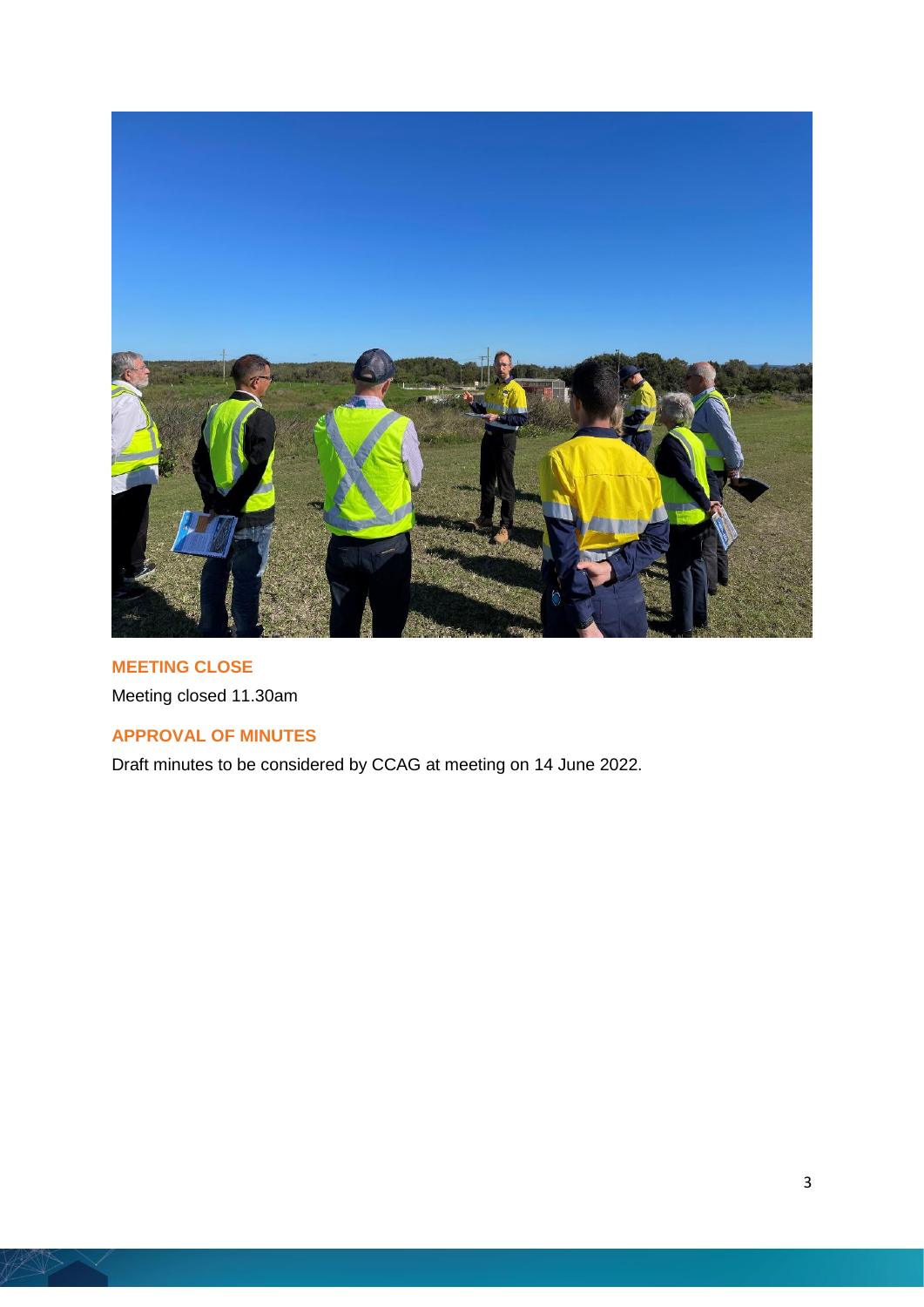## MEETING CLOSE

Meeting closed 11.30am

## APPROVAL OF MINUTES

Draft minutes to be considered by CCAG at meeting on 14 June 2022.